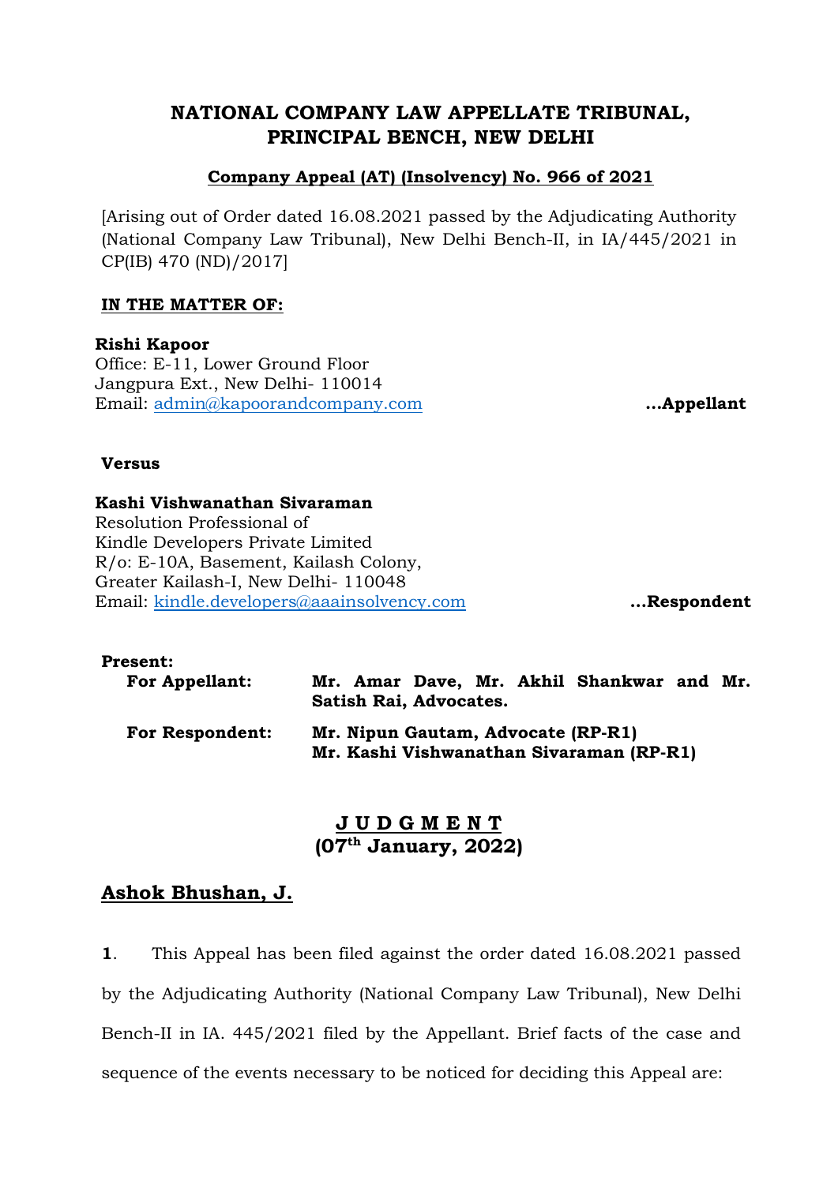# NATIONAL COMPANY LAW APPELLATE TRIBUNAL, PRINCIPAL BENCH, NEW DELHI

**Company Appeal (AT) (Insolvency) No. 966 of 2021**

[Arising out of Order dated 16.08.2021 passed by the Adjudicating Authority (National Company Law Tribunal), New Delhi Bench-II, in IA/445/2021 in CP(IB) 470 (ND)/2017]

**IN THE MATTER OF:**

**Rishi Kapoor**
Office: E-11, Lower Ground Floor
Jangpura Ext., New Delhi- 110014
Email: admin@kapoorandcompany.com **...Appellant**

**Versus**

**Kashi Vishwanathan Sivaraman**
Resolution Professional of
Kindle Developers Private Limited
R/o: E-10A, Basement, Kailash Colony,
Greater Kailash-I, New Delhi- 110048
Email: kindle.developers@aaainsolvency.com **...Respondent**

**Present:**

| | |
|---|---|
| **For Appellant:** | **Mr. Amar Dave, Mr. Akhil Shankwar and Mr. Satish Rai, Advocates.** |
| **For Respondent:** | **Mr. Nipun Gautam, Advocate (RP-R1)**<br>**Mr. Kashi Vishwanathan Sivaraman (RP-R1)** |

## J U D G M E N T
**(07th January, 2022)**

**Ashok Bhushan, J.**

**1**. This Appeal has been filed against the order dated 16.08.2021 passed by the Adjudicating Authority (National Company Law Tribunal), New Delhi Bench-II in IA. 445/2021 filed by the Appellant. Brief facts of the case and sequence of the events necessary to be noticed for deciding this Appeal are: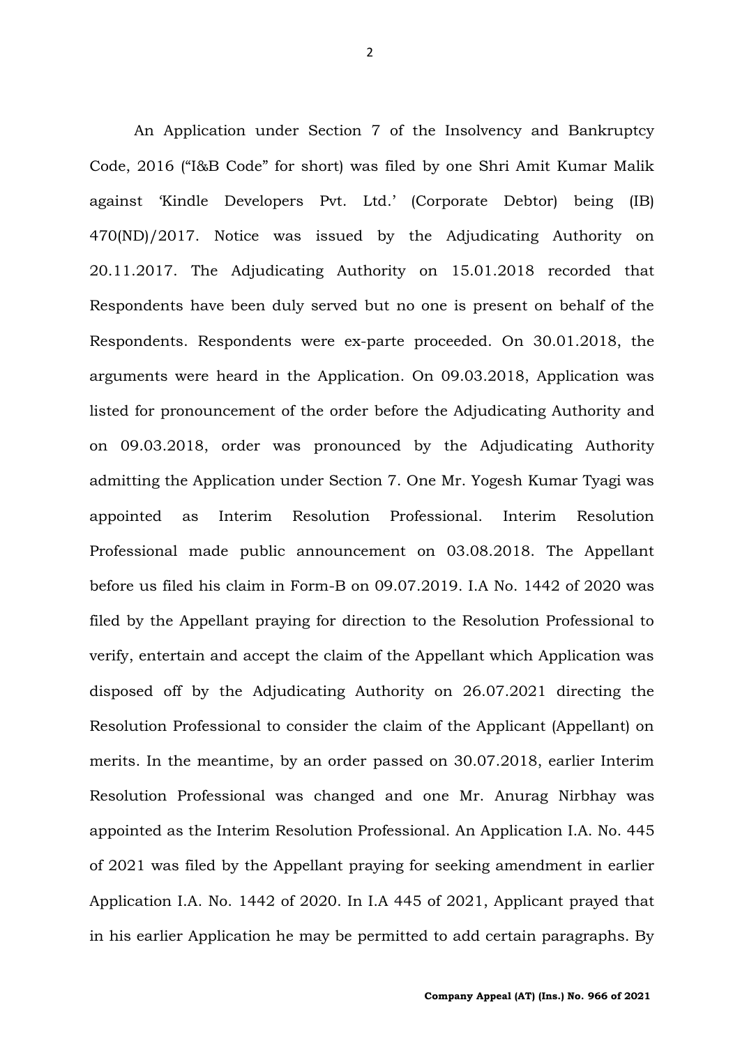An Application under Section 7 of the Insolvency and Bankruptcy Code, 2016 ("I&B Code" for short) was filed by one Shri Amit Kumar Malik against 'Kindle Developers Pvt. Ltd.' (Corporate Debtor) being (IB) 470(ND)/2017. Notice was issued by the Adjudicating Authority on 20.11.2017. The Adjudicating Authority on 15.01.2018 recorded that Respondents have been duly served but no one is present on behalf of the Respondents. Respondents were ex-parte proceeded. On 30.01.2018, the arguments were heard in the Application. On 09.03.2018, Application was listed for pronouncement of the order before the Adjudicating Authority and on 09.03.2018, order was pronounced by the Adjudicating Authority admitting the Application under Section 7. One Mr. Yogesh Kumar Tyagi was appointed as Interim Resolution Professional. Interim Resolution Professional made public announcement on 03.08.2018. The Appellant before us filed his claim in Form-B on 09.07.2019. I.A No. 1442 of 2020 was filed by the Appellant praying for direction to the Resolution Professional to verify, entertain and accept the claim of the Appellant which Application was disposed off by the Adjudicating Authority on 26.07.2021 directing the Resolution Professional to consider the claim of the Applicant (Appellant) on merits. In the meantime, by an order passed on 30.07.2018, earlier Interim Resolution Professional was changed and one Mr. Anurag Nirbhay was appointed as the Interim Resolution Professional. An Application I.A. No. 445 of 2021 was filed by the Appellant praying for seeking amendment in earlier Application I.A. No. 1442 of 2020. In I.A 445 of 2021, Applicant prayed that in his earlier Application he may be permitted to add certain paragraphs. By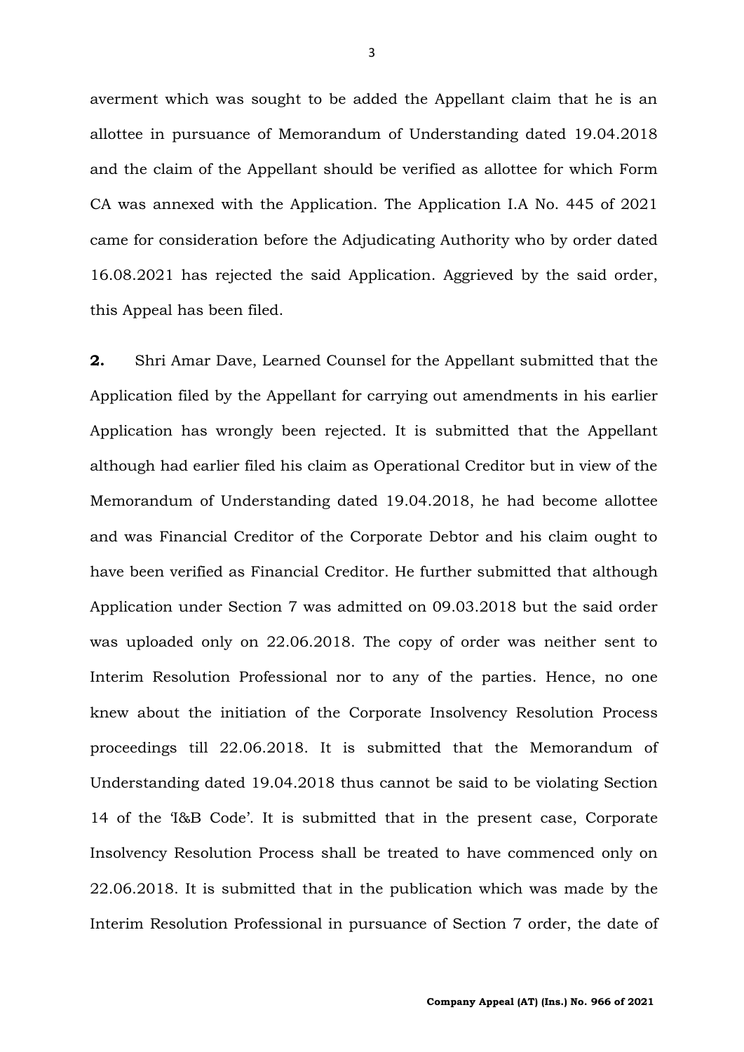averment which was sought to be added the Appellant claim that he is an allottee in pursuance of Memorandum of Understanding dated 19.04.2018 and the claim of the Appellant should be verified as allottee for which Form CA was annexed with the Application. The Application I.A No. 445 of 2021 came for consideration before the Adjudicating Authority who by order dated 16.08.2021 has rejected the said Application. Aggrieved by the said order, this Appeal has been filed.

**2.** Shri Amar Dave, Learned Counsel for the Appellant submitted that the Application filed by the Appellant for carrying out amendments in his earlier Application has wrongly been rejected. It is submitted that the Appellant although had earlier filed his claim as Operational Creditor but in view of the Memorandum of Understanding dated 19.04.2018, he had become allottee and was Financial Creditor of the Corporate Debtor and his claim ought to have been verified as Financial Creditor. He further submitted that although Application under Section 7 was admitted on 09.03.2018 but the said order was uploaded only on 22.06.2018. The copy of order was neither sent to Interim Resolution Professional nor to any of the parties. Hence, no one knew about the initiation of the Corporate Insolvency Resolution Process proceedings till 22.06.2018. It is submitted that the Memorandum of Understanding dated 19.04.2018 thus cannot be said to be violating Section 14 of the 'I&B Code'. It is submitted that in the present case, Corporate Insolvency Resolution Process shall be treated to have commenced only on 22.06.2018. It is submitted that in the publication which was made by the Interim Resolution Professional in pursuance of Section 7 order, the date of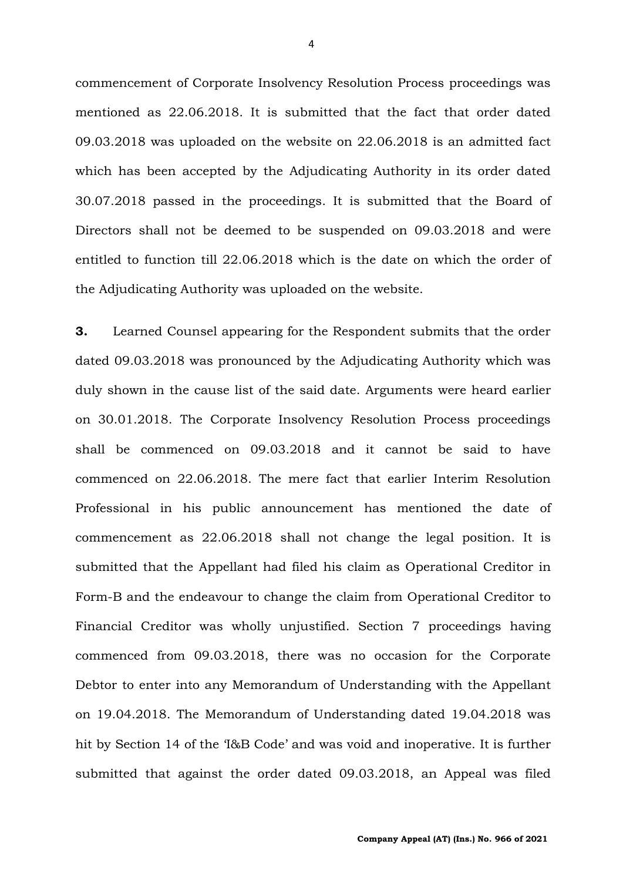commencement of Corporate Insolvency Resolution Process proceedings was mentioned as 22.06.2018. It is submitted that the fact that order dated 09.03.2018 was uploaded on the website on 22.06.2018 is an admitted fact which has been accepted by the Adjudicating Authority in its order dated 30.07.2018 passed in the proceedings. It is submitted that the Board of Directors shall not be deemed to be suspended on 09.03.2018 and were entitled to function till 22.06.2018 which is the date on which the order of the Adjudicating Authority was uploaded on the website.

**3.** Learned Counsel appearing for the Respondent submits that the order dated 09.03.2018 was pronounced by the Adjudicating Authority which was duly shown in the cause list of the said date. Arguments were heard earlier on 30.01.2018. The Corporate Insolvency Resolution Process proceedings shall be commenced on 09.03.2018 and it cannot be said to have commenced on 22.06.2018. The mere fact that earlier Interim Resolution Professional in his public announcement has mentioned the date of commencement as 22.06.2018 shall not change the legal position. It is submitted that the Appellant had filed his claim as Operational Creditor in Form-B and the endeavour to change the claim from Operational Creditor to Financial Creditor was wholly unjustified. Section 7 proceedings having commenced from 09.03.2018, there was no occasion for the Corporate Debtor to enter into any Memorandum of Understanding with the Appellant on 19.04.2018. The Memorandum of Understanding dated 19.04.2018 was hit by Section 14 of the 'I&B Code' and was void and inoperative. It is further submitted that against the order dated 09.03.2018, an Appeal was filed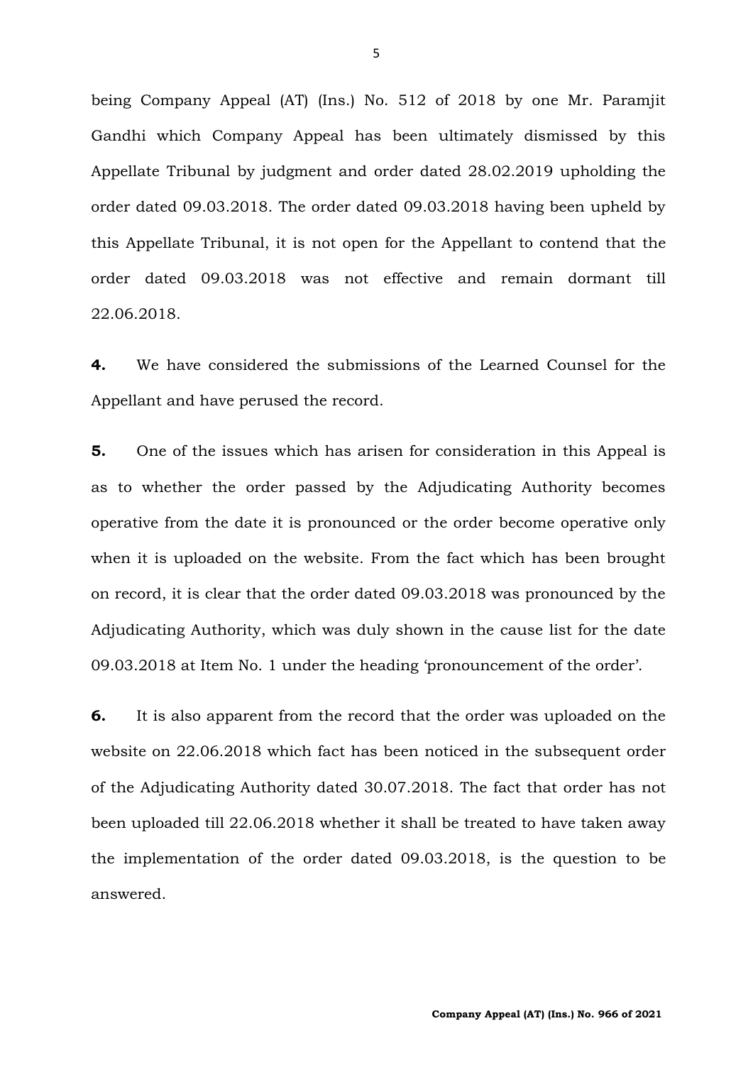being Company Appeal (AT) (Ins.) No. 512 of 2018 by one Mr. Paramjit Gandhi which Company Appeal has been ultimately dismissed by this Appellate Tribunal by judgment and order dated 28.02.2019 upholding the order dated 09.03.2018. The order dated 09.03.2018 having been upheld by this Appellate Tribunal, it is not open for the Appellant to contend that the order dated 09.03.2018 was not effective and remain dormant till 22.06.2018.

**4.** We have considered the submissions of the Learned Counsel for the Appellant and have perused the record.

**5.** One of the issues which has arisen for consideration in this Appeal is as to whether the order passed by the Adjudicating Authority becomes operative from the date it is pronounced or the order become operative only when it is uploaded on the website. From the fact which has been brought on record, it is clear that the order dated 09.03.2018 was pronounced by the Adjudicating Authority, which was duly shown in the cause list for the date 09.03.2018 at Item No. 1 under the heading 'pronouncement of the order'.

**6.** It is also apparent from the record that the order was uploaded on the website on 22.06.2018 which fact has been noticed in the subsequent order of the Adjudicating Authority dated 30.07.2018. The fact that order has not been uploaded till 22.06.2018 whether it shall be treated to have taken away the implementation of the order dated 09.03.2018, is the question to be answered.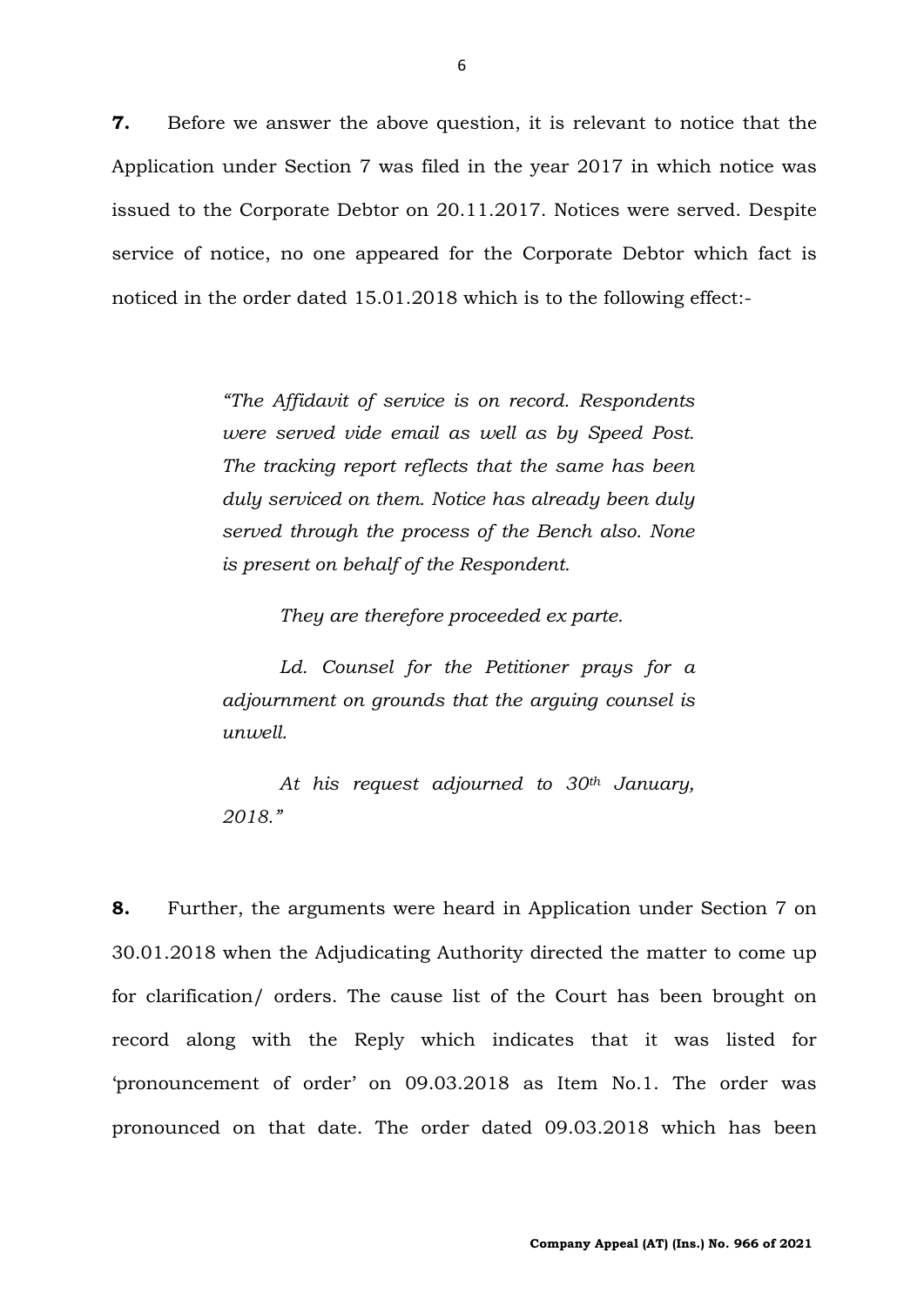**7.** Before we answer the above question, it is relevant to notice that the Application under Section 7 was filed in the year 2017 in which notice was issued to the Corporate Debtor on 20.11.2017. Notices were served. Despite service of notice, no one appeared for the Corporate Debtor which fact is noticed in the order dated 15.01.2018 which is to the following effect:-

> *"The Affidavit of service is on record. Respondents were served vide email as well as by Speed Post. The tracking report reflects that the same has been duly serviced on them. Notice has already been duly served through the process of the Bench also. None is present on behalf of the Respondent.*
>
> *They are therefore proceeded ex parte.*
>
> *Ld. Counsel for the Petitioner prays for a adjournment on grounds that the arguing counsel is unwell.*
>
> *At his request adjourned to 30th January, 2018."*

**8.** Further, the arguments were heard in Application under Section 7 on 30.01.2018 when the Adjudicating Authority directed the matter to come up for clarification/ orders. The cause list of the Court has been brought on record along with the Reply which indicates that it was listed for 'pronouncement of order' on 09.03.2018 as Item No.1. The order was pronounced on that date. The order dated 09.03.2018 which has been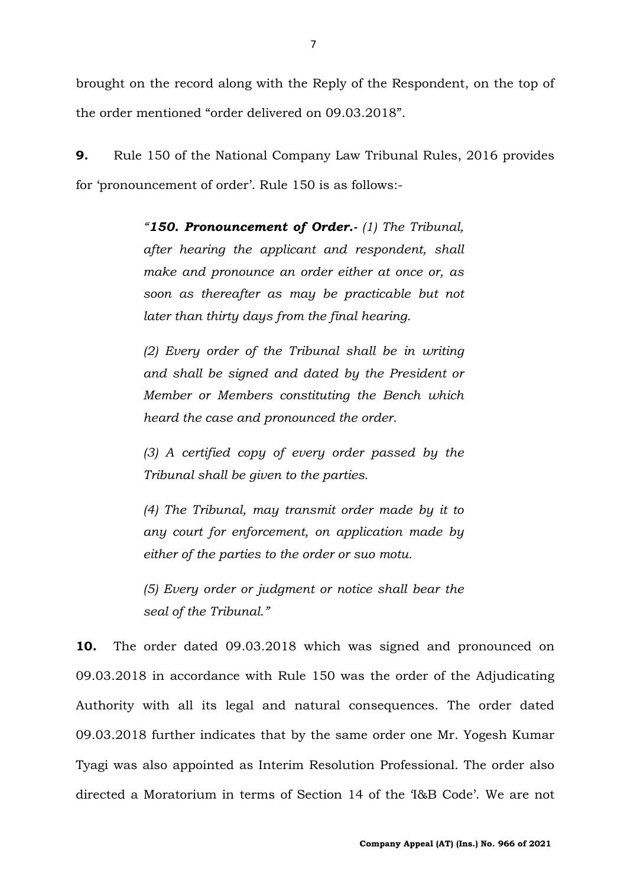brought on the record along with the Reply of the Respondent, on the top of the order mentioned "order delivered on 09.03.2018".

**9.** Rule 150 of the National Company Law Tribunal Rules, 2016 provides for 'pronouncement of order'. Rule 150 is as follows:-

> *"**150. Pronouncement of Order.-** (1) The Tribunal, after hearing the applicant and respondent, shall make and pronounce an order either at once or, as soon as thereafter as may be practicable but not later than thirty days from the final hearing.*
>
> *(2) Every order of the Tribunal shall be in writing and shall be signed and dated by the President or Member or Members constituting the Bench which heard the case and pronounced the order.*
>
> *(3) A certified copy of every order passed by the Tribunal shall be given to the parties.*
>
> *(4) The Tribunal, may transmit order made by it to any court for enforcement, on application made by either of the parties to the order or suo motu.*
>
> *(5) Every order or judgment or notice shall bear the seal of the Tribunal."*

**10.** The order dated 09.03.2018 which was signed and pronounced on 09.03.2018 in accordance with Rule 150 was the order of the Adjudicating Authority with all its legal and natural consequences. The order dated 09.03.2018 further indicates that by the same order one Mr. Yogesh Kumar Tyagi was also appointed as Interim Resolution Professional. The order also directed a Moratorium in terms of Section 14 of the 'I&B Code'. We are not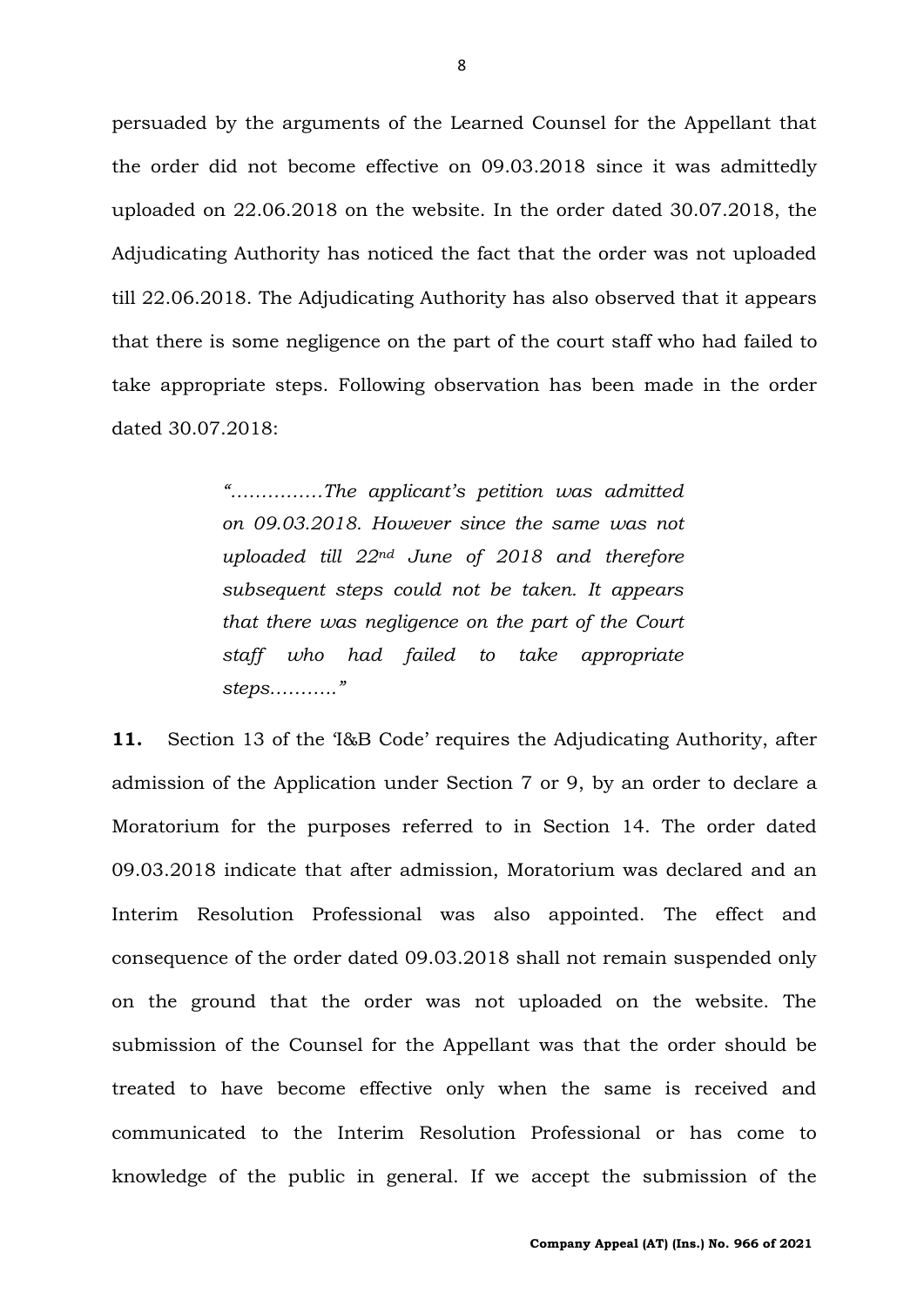persuaded by the arguments of the Learned Counsel for the Appellant that the order did not become effective on 09.03.2018 since it was admittedly uploaded on 22.06.2018 on the website. In the order dated 30.07.2018, the Adjudicating Authority has noticed the fact that the order was not uploaded till 22.06.2018. The Adjudicating Authority has also observed that it appears that there is some negligence on the part of the court staff who had failed to take appropriate steps. Following observation has been made in the order dated 30.07.2018:

> *"……………The applicant's petition was admitted on 09.03.2018. However since the same was not uploaded till 22nd June of 2018 and therefore subsequent steps could not be taken. It appears that there was negligence on the part of the Court staff who had failed to take appropriate steps………."*

**11.** Section 13 of the 'I&B Code' requires the Adjudicating Authority, after admission of the Application under Section 7 or 9, by an order to declare a Moratorium for the purposes referred to in Section 14. The order dated 09.03.2018 indicate that after admission, Moratorium was declared and an Interim Resolution Professional was also appointed. The effect and consequence of the order dated 09.03.2018 shall not remain suspended only on the ground that the order was not uploaded on the website. The submission of the Counsel for the Appellant was that the order should be treated to have become effective only when the same is received and communicated to the Interim Resolution Professional or has come to knowledge of the public in general. If we accept the submission of the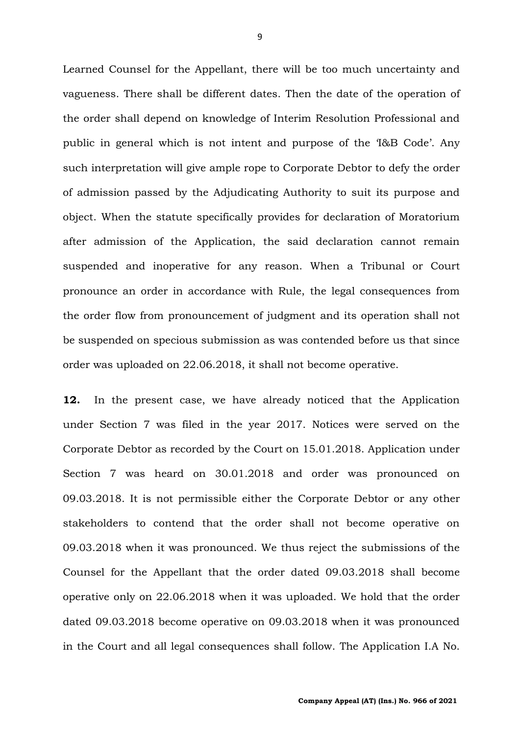Learned Counsel for the Appellant, there will be too much uncertainty and vagueness. There shall be different dates. Then the date of the operation of the order shall depend on knowledge of Interim Resolution Professional and public in general which is not intent and purpose of the 'I&B Code'. Any such interpretation will give ample rope to Corporate Debtor to defy the order of admission passed by the Adjudicating Authority to suit its purpose and object. When the statute specifically provides for declaration of Moratorium after admission of the Application, the said declaration cannot remain suspended and inoperative for any reason. When a Tribunal or Court pronounce an order in accordance with Rule, the legal consequences from the order flow from pronouncement of judgment and its operation shall not be suspended on specious submission as was contended before us that since order was uploaded on 22.06.2018, it shall not become operative.

**12.** In the present case, we have already noticed that the Application under Section 7 was filed in the year 2017. Notices were served on the Corporate Debtor as recorded by the Court on 15.01.2018. Application under Section 7 was heard on 30.01.2018 and order was pronounced on 09.03.2018. It is not permissible either the Corporate Debtor or any other stakeholders to contend that the order shall not become operative on 09.03.2018 when it was pronounced. We thus reject the submissions of the Counsel for the Appellant that the order dated 09.03.2018 shall become operative only on 22.06.2018 when it was uploaded. We hold that the order dated 09.03.2018 become operative on 09.03.2018 when it was pronounced in the Court and all legal consequences shall follow. The Application I.A No.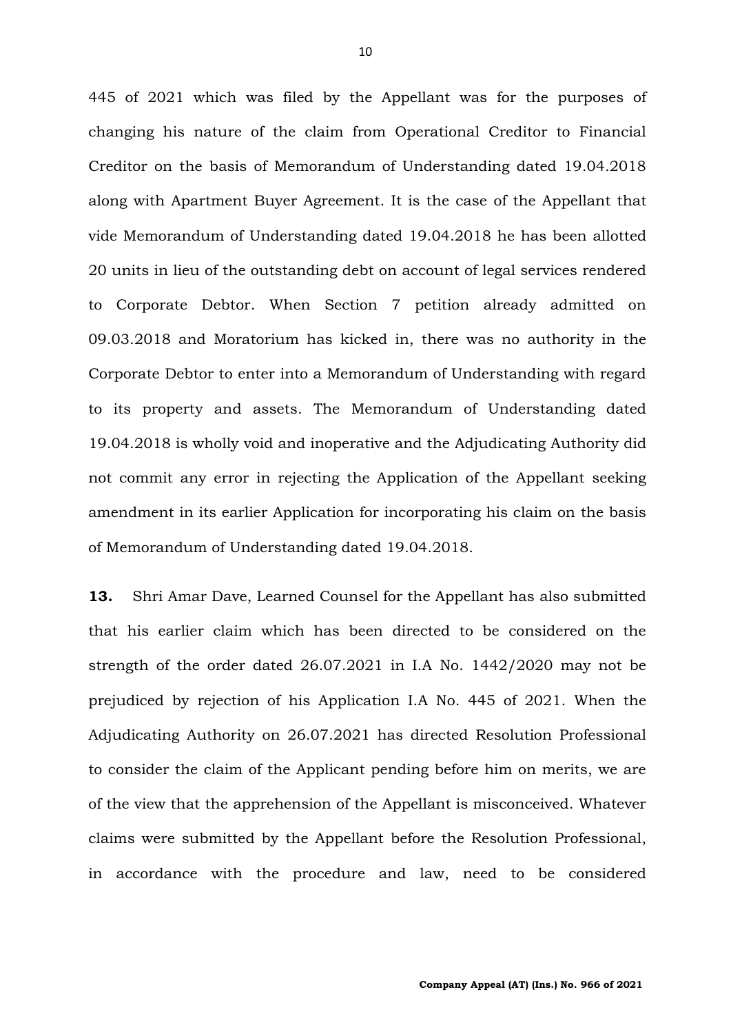445 of 2021 which was filed by the Appellant was for the purposes of changing his nature of the claim from Operational Creditor to Financial Creditor on the basis of Memorandum of Understanding dated 19.04.2018 along with Apartment Buyer Agreement. It is the case of the Appellant that vide Memorandum of Understanding dated 19.04.2018 he has been allotted 20 units in lieu of the outstanding debt on account of legal services rendered to Corporate Debtor. When Section 7 petition already admitted on 09.03.2018 and Moratorium has kicked in, there was no authority in the Corporate Debtor to enter into a Memorandum of Understanding with regard to its property and assets. The Memorandum of Understanding dated 19.04.2018 is wholly void and inoperative and the Adjudicating Authority did not commit any error in rejecting the Application of the Appellant seeking amendment in its earlier Application for incorporating his claim on the basis of Memorandum of Understanding dated 19.04.2018.

**13.** Shri Amar Dave, Learned Counsel for the Appellant has also submitted that his earlier claim which has been directed to be considered on the strength of the order dated 26.07.2021 in I.A No. 1442/2020 may not be prejudiced by rejection of his Application I.A No. 445 of 2021. When the Adjudicating Authority on 26.07.2021 has directed Resolution Professional to consider the claim of the Applicant pending before him on merits, we are of the view that the apprehension of the Appellant is misconceived. Whatever claims were submitted by the Appellant before the Resolution Professional, in accordance with the procedure and law, need to be considered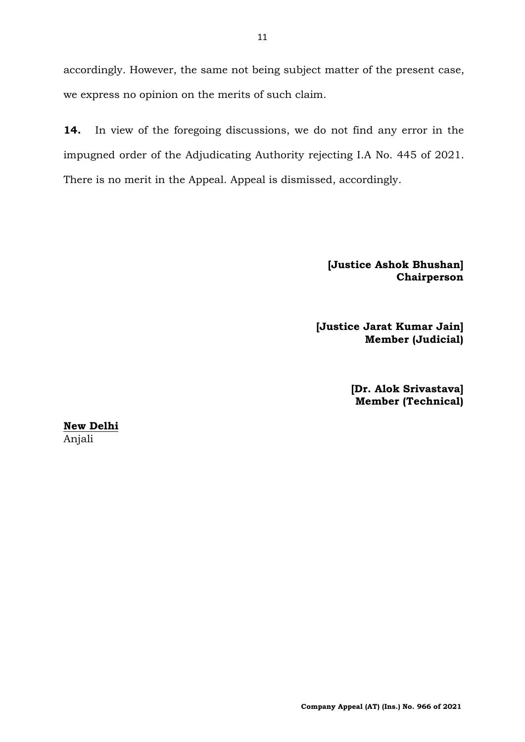accordingly. However, the same not being subject matter of the present case, we express no opinion on the merits of such claim.

**14.** In view of the foregoing discussions, we do not find any error in the impugned order of the Adjudicating Authority rejecting I.A No. 445 of 2021. There is no merit in the Appeal. Appeal is dismissed, accordingly.

**[Justice Ashok Bhushan]**
**Chairperson**

**[Justice Jarat Kumar Jain]**
**Member (Judicial)**

**[Dr. Alok Srivastava]**
**Member (Technical)**

**New Delhi**
Anjali